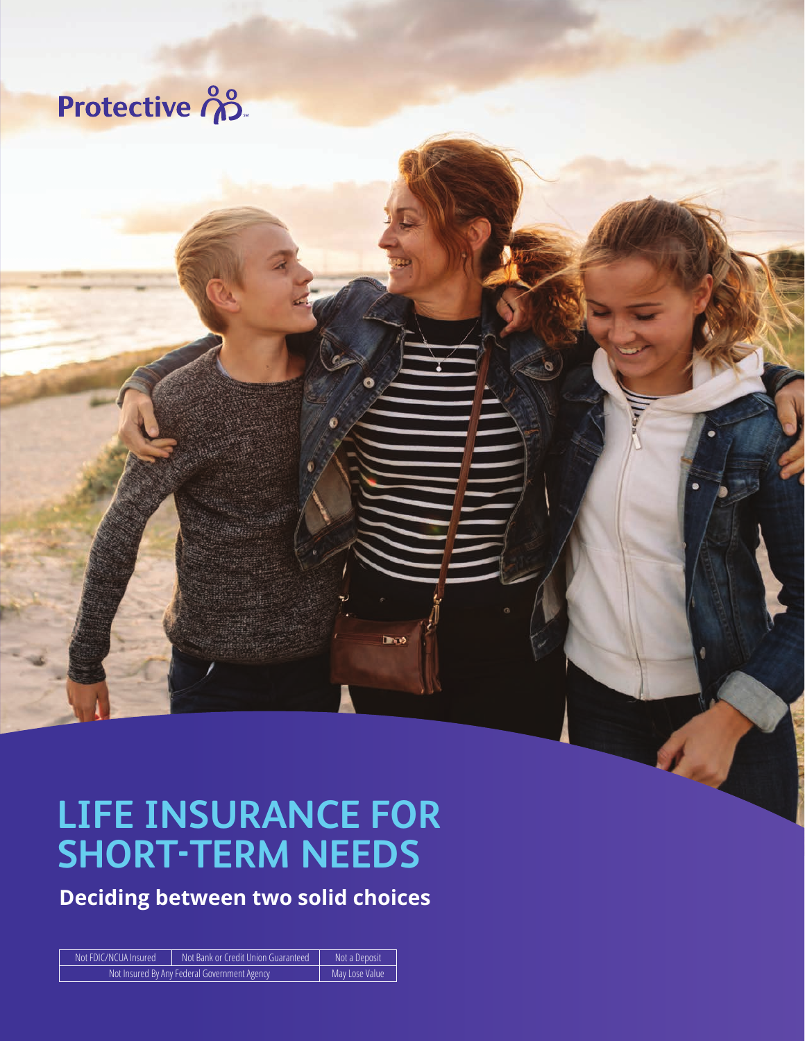Protective

# LIFE INSURANCE FOR SHORT-TERM NEEDS

## Deciding between two solid choices

| Not FDIC/NCUA Insured | Not Bank or Credit Union Guaranteed | Not a Deposit |
| --- | --- | --- |
| Not Insured By Any Federal Government Agency | | May Lose Value |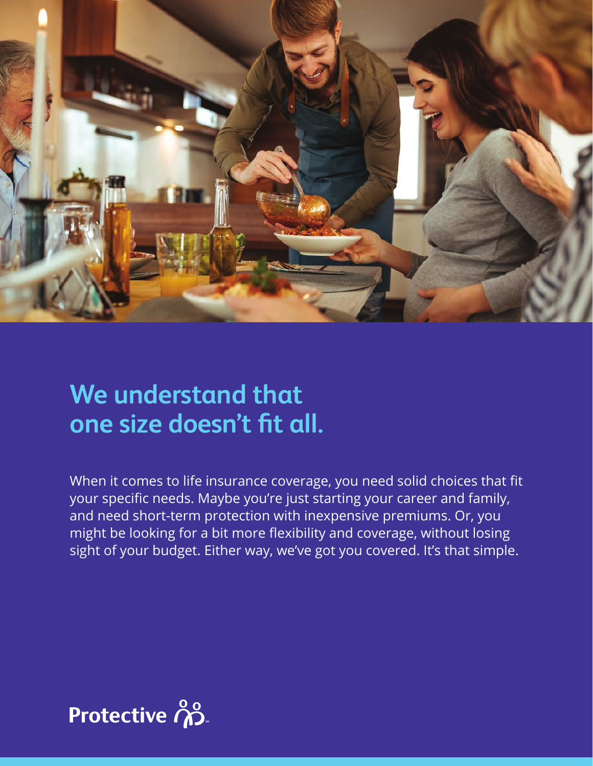# We understand that one size doesn't fit all.

When it comes to life insurance coverage, you need solid choices that fit your specific needs. Maybe you're just starting your career and family, and need short-term protection with inexpensive premiums. Or, you might be looking for a bit more flexibility and coverage, without losing sight of your budget. Either way, we've got you covered. It's that simple.

Protective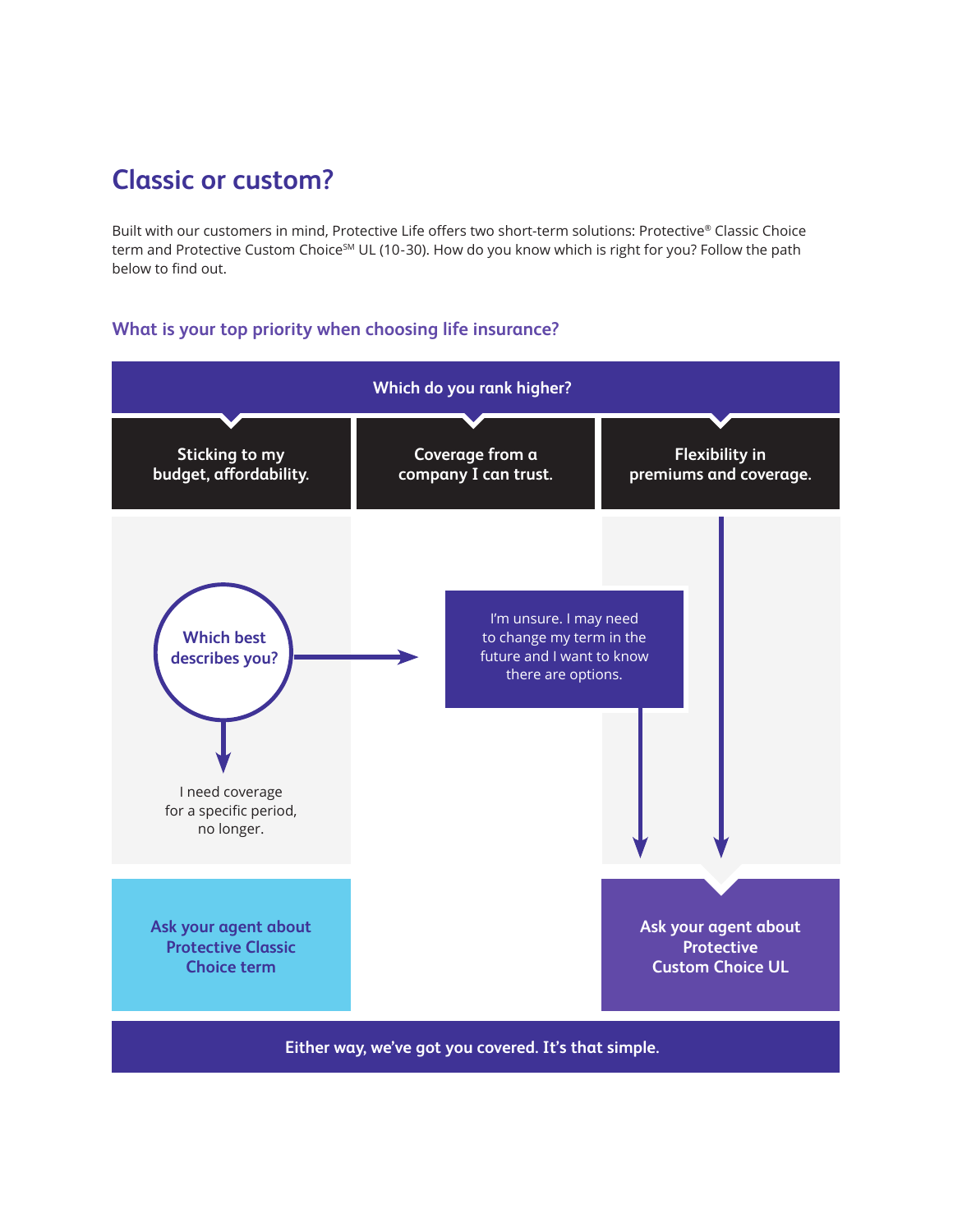# Classic or custom?

Built with our customers in mind, Protective Life offers two short-term solutions: Protective® Classic Choice term and Protective Custom Choice℠ UL (10-30). How do you know which is right for you? Follow the path below to find out.

## What is your top priority when choosing life insurance?

**Which do you rank higher?**

**Sticking to my budget, affordability.**

**Coverage from a company I can trust.**

**Flexibility in premiums and coverage.**

**Which best describes you?**

I'm unsure. I may need to change my term in the future and I want to know there are options.

I need coverage for a specific period, no longer.

**Ask your agent about Protective Classic Choice term**

**Ask your agent about Protective Custom Choice UL**

**Either way, we've got you covered. It's that simple.**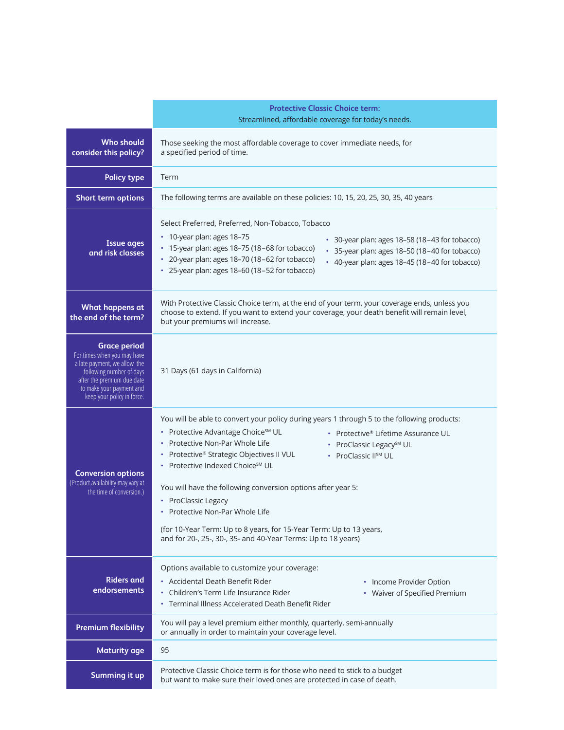| | **Protective Classic Choice term:** Streamlined, affordable coverage for today's needs. |
|---|---|
| **Who should consider this policy?** | Those seeking the most affordable coverage to cover immediate needs, for a specified period of time. |
| **Policy type** | Term |
| **Short term options** | The following terms are available on these policies: 10, 15, 20, 25, 30, 35, 40 years |
| **Issue ages and risk classes** | Select Preferred, Preferred, Non-Tobacco, Tobacco<br>• 10-year plan: ages 18–75<br>• 15-year plan: ages 18–75 (18–68 for tobacco)<br>• 20-year plan: ages 18–70 (18–62 for tobacco)<br>• 25-year plan: ages 18–60 (18–52 for tobacco)<br>• 30-year plan: ages 18–58 (18–43 for tobacco)<br>• 35-year plan: ages 18–50 (18–40 for tobacco)<br>• 40-year plan: ages 18–45 (18–40 for tobacco) |
| **What happens at the end of the term?** | With Protective Classic Choice term, at the end of your term, your coverage ends, unless you choose to extend. If you want to extend your coverage, your death benefit will remain level, but your premiums will increase. |
| **Grace period** For times when you may have a late payment, we allow the following number of days after the premium due date to make your payment and keep your policy in force. | 31 Days (61 days in California) |
| **Conversion options** (Product availability may vary at the time of conversion.) | You will be able to convert your policy during years 1 through 5 to the following products:<br>• Protective Advantage Choice℠ UL<br>• Protective Non-Par Whole Life<br>• Protective® Strategic Objectives II VUL<br>• Protective Indexed Choice℠ UL<br>• Protective® Lifetime Assurance UL<br>• ProClassic Legacy℠ UL<br>• ProClassic II℠ UL<br><br>You will have the following conversion options after year 5:<br>• ProClassic Legacy<br>• Protective Non-Par Whole Life<br><br>(for 10-Year Term: Up to 8 years, for 15-Year Term: Up to 13 years, and for 20-, 25-, 30-, 35- and 40-Year Terms: Up to 18 years) |
| **Riders and endorsements** | Options available to customize your coverage:<br>• Accidental Death Benefit Rider<br>• Children's Term Life Insurance Rider<br>• Terminal Illness Accelerated Death Benefit Rider<br>• Income Provider Option<br>• Waiver of Specified Premium |
| **Premium flexibility** | You will pay a level premium either monthly, quarterly, semi-annually or annually in order to maintain your coverage level. |
| **Maturity age** | 95 |
| **Summing it up** | Protective Classic Choice term is for those who need to stick to a budget but want to make sure their loved ones are protected in case of death. |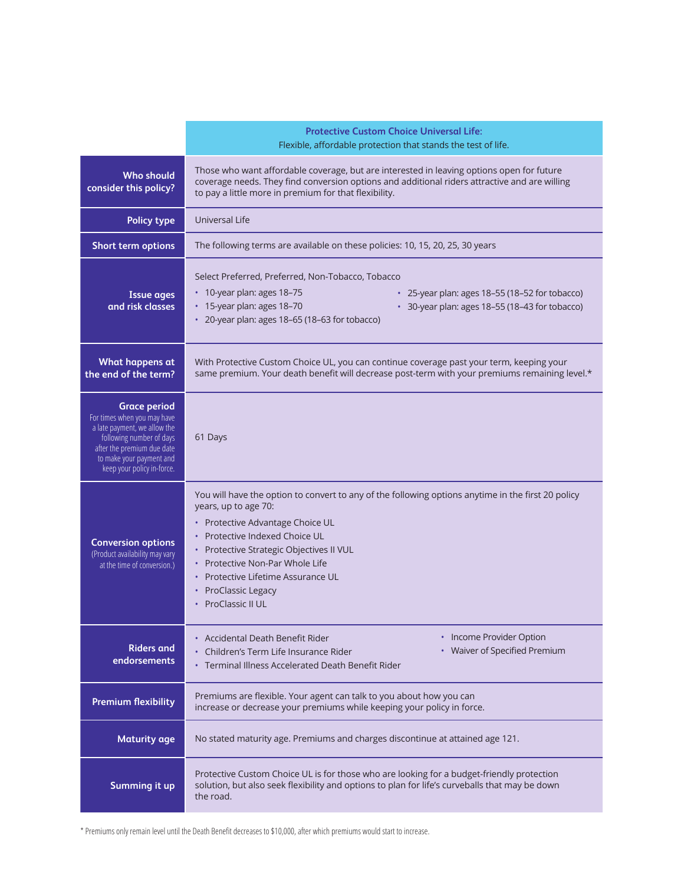| | **Protective Custom Choice Universal Life:** Flexible, affordable protection that stands the test of life. |
|---|---|
| **Who should consider this policy?** | Those who want affordable coverage, but are interested in leaving options open for future coverage needs. They find conversion options and additional riders attractive and are willing to pay a little more in premium for that flexibility. |
| **Policy type** | Universal Life |
| **Short term options** | The following terms are available on these policies: 10, 15, 20, 25, 30 years |
| **Issue ages and risk classes** | Select Preferred, Preferred, Non-Tobacco, Tobacco<br>• 10-year plan: ages 18–75<br>• 15-year plan: ages 18–70<br>• 20-year plan: ages 18–65 (18–63 for tobacco)<br>• 25-year plan: ages 18–55 (18–52 for tobacco)<br>• 30-year plan: ages 18–55 (18–43 for tobacco) |
| **What happens at the end of the term?** | With Protective Custom Choice UL, you can continue coverage past your term, keeping your same premium. Your death benefit will decrease post-term with your premiums remaining level.* |
| **Grace period** For times when you may have a late payment, we allow the following number of days after the premium due date to make your payment and keep your policy in-force. | 61 Days |
| **Conversion options** (Product availability may vary at the time of conversion.) | You will have the option to convert to any of the following options anytime in the first 20 policy years, up to age 70:<br>• Protective Advantage Choice UL<br>• Protective Indexed Choice UL<br>• Protective Strategic Objectives II VUL<br>• Protective Non-Par Whole Life<br>• Protective Lifetime Assurance UL<br>• ProClassic Legacy<br>• ProClassic II UL |
| **Riders and endorsements** | • Accidental Death Benefit Rider<br>• Children's Term Life Insurance Rider<br>• Terminal Illness Accelerated Death Benefit Rider<br>• Income Provider Option<br>• Waiver of Specified Premium |
| **Premium flexibility** | Premiums are flexible. Your agent can talk to you about how you can increase or decrease your premiums while keeping your policy in force. |
| **Maturity age** | No stated maturity age. Premiums and charges discontinue at attained age 121. |
| **Summing it up** | Protective Custom Choice UL is for those who are looking for a budget-friendly protection solution, but also seek flexibility and options to plan for life's curveballs that may be down the road. |

* Premiums only remain level until the Death Benefit decreases to $10,000, after which premiums would start to increase.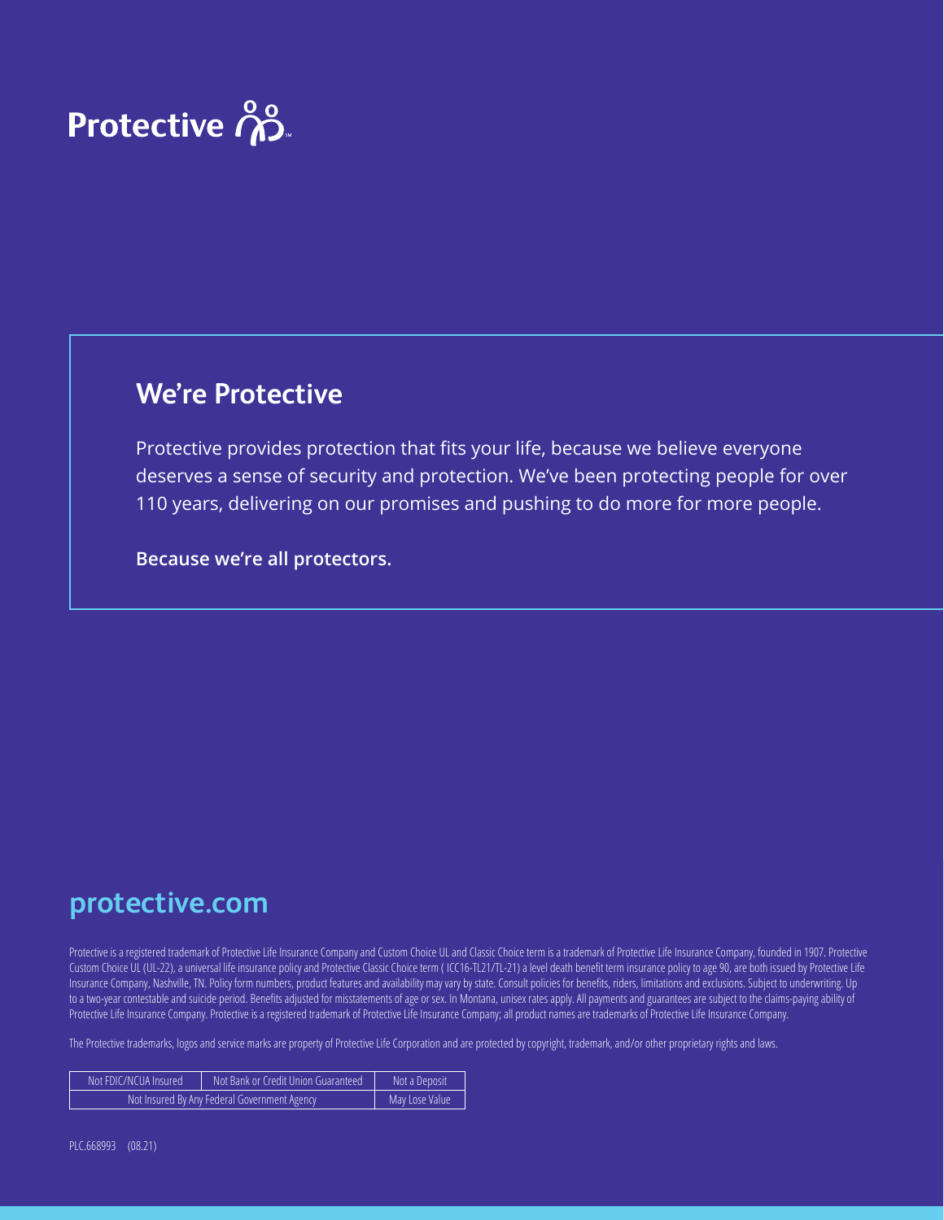Protective

## We're Protective

Protective provides protection that fits your life, because we believe everyone deserves a sense of security and protection. We've been protecting people for over 110 years, delivering on our promises and pushing to do more for more people.

**Because we're all protectors.**

## protective.com

Protective is a registered trademark of Protective Life Insurance Company and Custom Choice UL and Classic Choice term is a trademark of Protective Life Insurance Company, founded in 1907. Protective Custom Choice UL (UL-22), a universal life insurance policy and Protective Classic Choice term ( ICC16-TL21/TL-21) a level death benefit term insurance policy to age 90, are both issued by Protective Life Insurance Company, Nashville, TN. Policy form numbers, product features and availability may vary by state. Consult policies for benefits, riders, limitations and exclusions. Subject to underwriting. Up to a two-year contestable and suicide period. Benefits adjusted for misstatements of age or sex. In Montana, unisex rates apply. All payments and guarantees are subject to the claims-paying ability of Protective Life Insurance Company. Protective is a registered trademark of Protective Life Insurance Company; all product names are trademarks of Protective Life Insurance Company.

The Protective trademarks, logos and service marks are property of Protective Life Corporation and are protected by copyright, trademark, and/or other proprietary rights and laws.

| | | |
|---|---|---|
| Not FDIC/NCUA Insured | Not Bank or Credit Union Guaranteed | Not a Deposit |
| Not Insured By Any Federal Government Agency | | May Lose Value |

PLC.668993 (08.21)